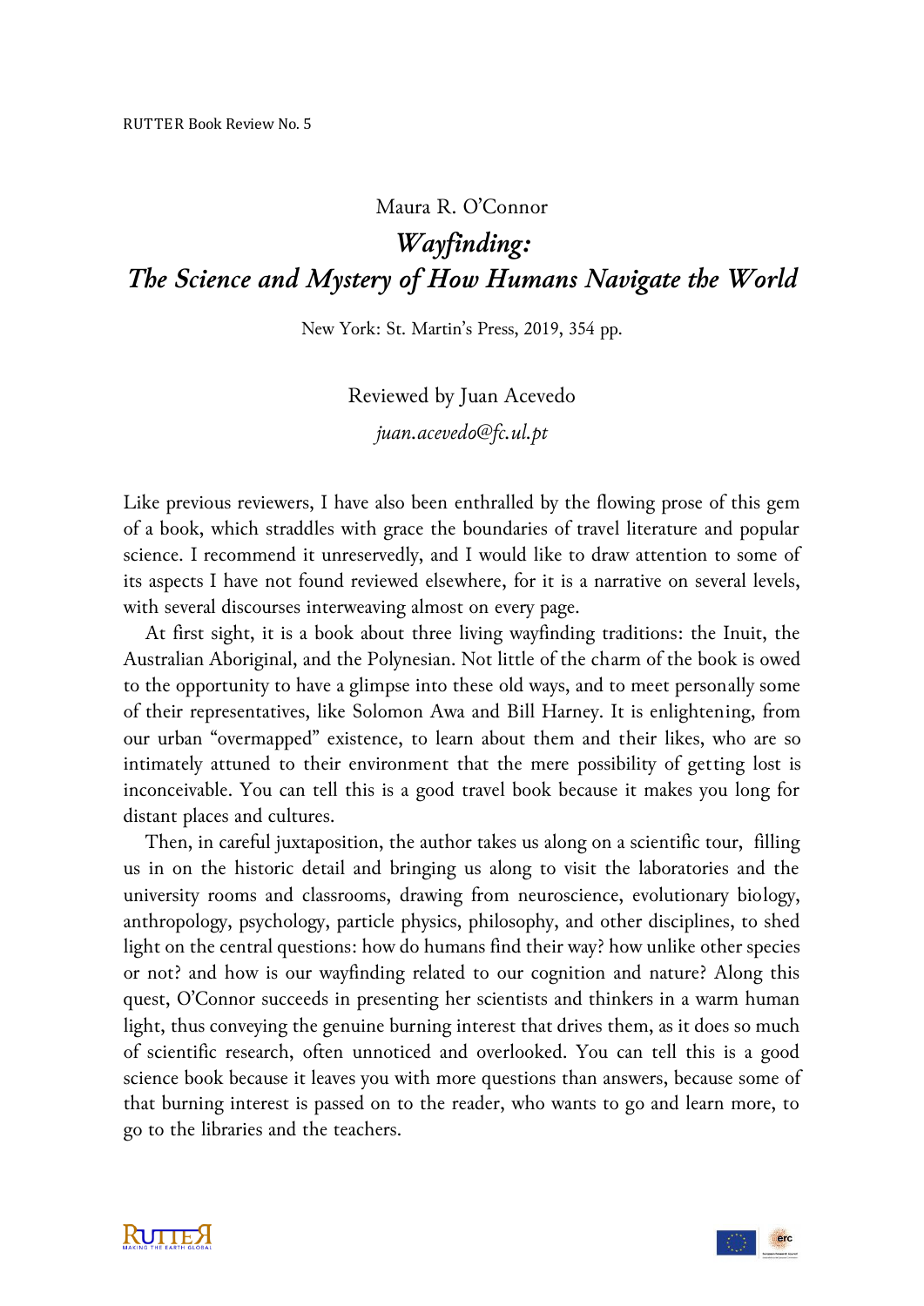RUTTER Book Review No. 5

Maura R. O'Connor

# *Wayfinding: The Science and Mystery of How Humans Navigate the World*

New York: St. Martin's Press, 2019, 354 pp.

Reviewed by Juan Acevedo

*juan.acevedo@fc.ul.pt*

Like previous reviewers, I have also been enthralled by the flowing prose of this gem of a book, which straddles with grace the boundaries of travel literature and popular science. I recommend it unreservedly, and I would like to draw attention to some of its aspects I have not found reviewed elsewhere, for it is a narrative on several levels, with several discourses interweaving almost on every page.

At first sight, it is a book about three living wayfinding traditions: the Inuit, the Australian Aboriginal, and the Polynesian. Not little of the charm of the book is owed to the opportunity to have a glimpse into these old ways, and to meet personally some of their representatives, like Solomon Awa and Bill Harney. It is enlightening, from our urban "overmapped" existence, to learn about them and their likes, who are so intimately attuned to their environment that the mere possibility of getting lost is inconceivable. You can tell this is a good travel book because it makes you long for distant places and cultures.

Then, in careful juxtaposition, the author takes us along on a scientific tour, filling us in on the historic detail and bringing us along to visit the laboratories and the university rooms and classrooms, drawing from neuroscience, evolutionary biology, anthropology, psychology, particle physics, philosophy, and other disciplines, to shed light on the central questions: how do humans find their way? how unlike other species or not? and how is our wayfinding related to our cognition and nature? Along this quest, O'Connor succeeds in presenting her scientists and thinkers in a warm human light, thus conveying the genuine burning interest that drives them, as it does so much of scientific research, often unnoticed and overlooked. You can tell this is a good science book because it leaves you with more questions than answers, because some of that burning interest is passed on to the reader, who wants to go and learn more, to go to the libraries and the teachers.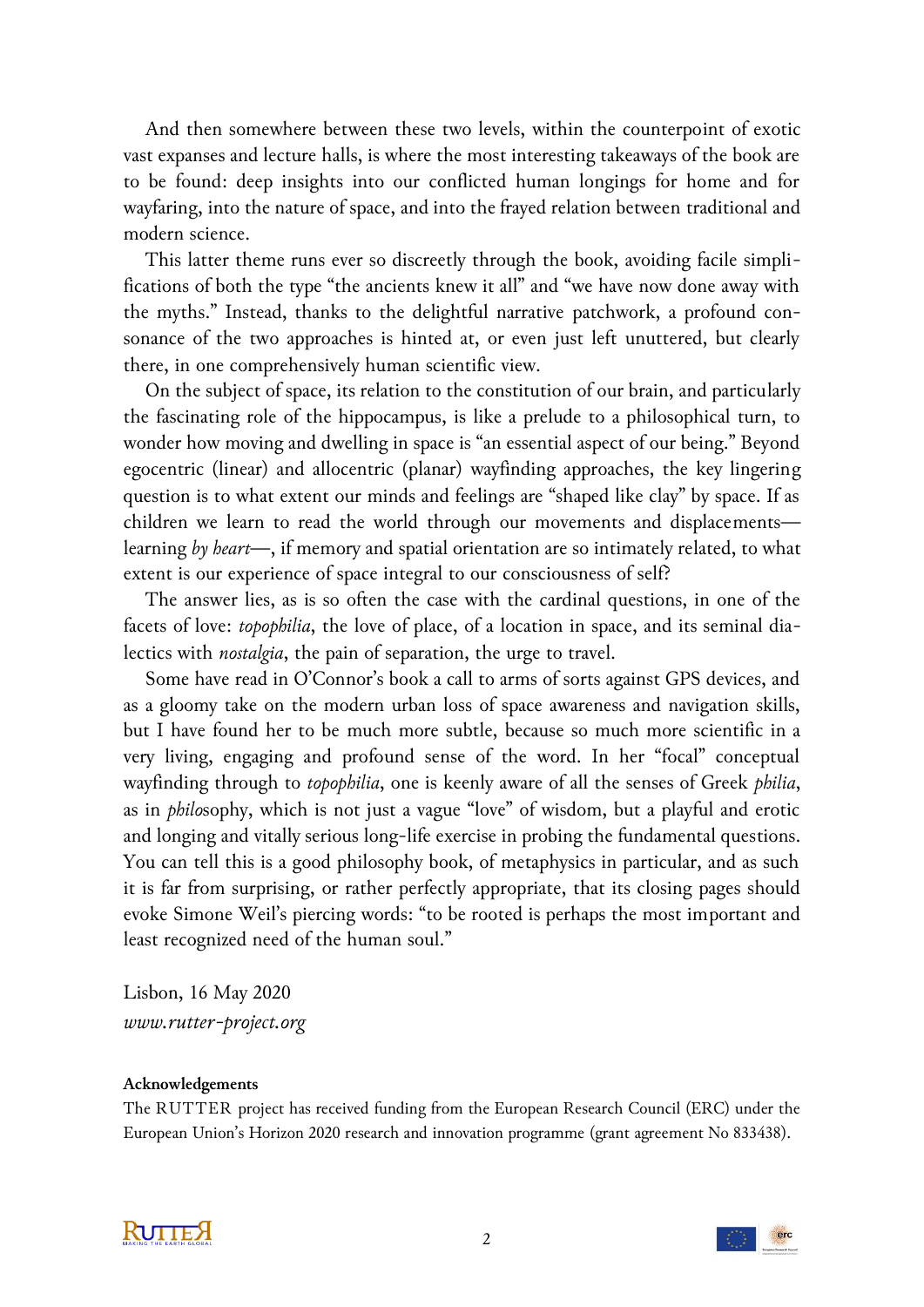And then somewhere between these two levels, within the counterpoint of exotic vast expanses and lecture halls, is where the most interesting takeaways of the book are to be found: deep insights into our conflicted human longings for home and for wayfaring, into the nature of space, and into the frayed relation between traditional and modern science.

This latter theme runs ever so discreetly through the book, avoiding facile simplifications of both the type "the ancients knew it all" and "we have now done away with the myths." Instead, thanks to the delightful narrative patchwork, a profound consonance of the two approaches is hinted at, or even just left unuttered, but clearly there, in one comprehensively human scientific view.

On the subject of space, its relation to the constitution of our brain, and particularly the fascinating role of the hippocampus, is like a prelude to a philosophical turn, to wonder how moving and dwelling in space is "an essential aspect of our being." Beyond egocentric (linear) and allocentric (planar) wayfinding approaches, the key lingering question is to what extent our minds and feelings are "shaped like clay" by space. If as children we learn to read the world through our movements and displacements—learning *by heart*—, if memory and spatial orientation are so intimately related, to what extent is our experience of space integral to our consciousness of self?

The answer lies, as is so often the case with the cardinal questions, in one of the facets of love: *topophilia*, the love of place, of a location in space, and its seminal dialectics with *nostalgia*, the pain of separation, the urge to travel.

Some have read in O'Connor's book a call to arms of sorts against GPS devices, and as a gloomy take on the modern urban loss of space awareness and navigation skills, but I have found her to be much more subtle, because so much more scientific in a very living, engaging and profound sense of the word. In her "focal" conceptual wayfinding through to *topophilia*, one is keenly aware of all the senses of Greek *philia*, as in *philo*sophy, which is not just a vague "love" of wisdom, but a playful and erotic and longing and vitally serious long-life exercise in probing the fundamental questions. You can tell this is a good philosophy book, of metaphysics in particular, and as such it is far from surprising, or rather perfectly appropriate, that its closing pages should evoke Simone Weil's piercing words: "to be rooted is perhaps the most important and least recognized need of the human soul."

Lisbon, 16 May 2020
*www.rutter-project.org*

**Acknowledgements**

The RUTTER project has received funding from the European Research Council (ERC) under the European Union's Horizon 2020 research and innovation programme (grant agreement No 833438).